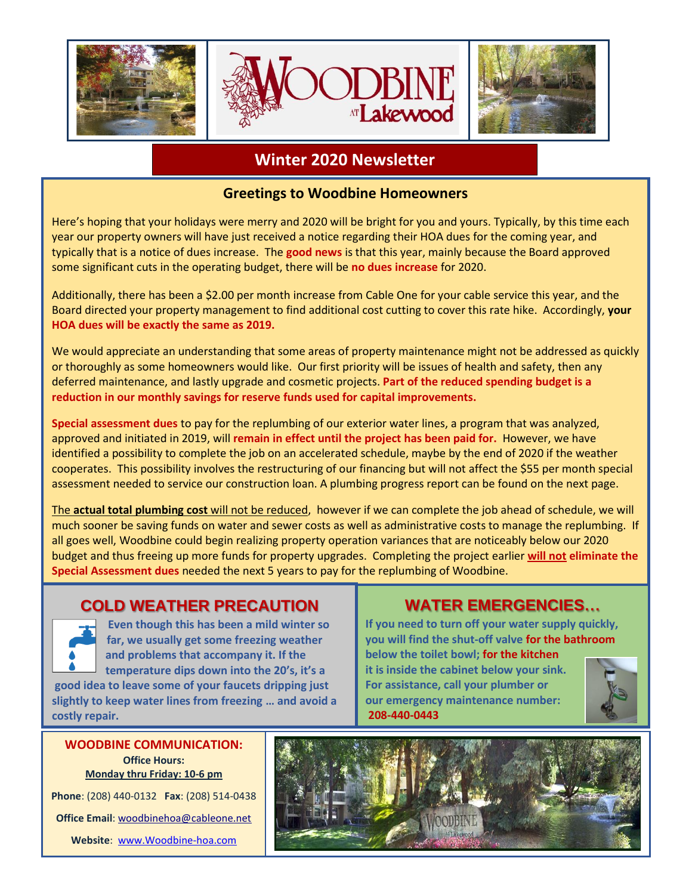# Woodbine at Lakewood

## Winter 2020 Newsletter

### Greetings to Woodbine Homeowners

Here's hoping that your holidays were merry and 2020 will be bright for you and yours. Typically, by this time each year our property owners will have just received a notice regarding their HOA dues for the coming year, and typically that is a notice of dues increase. The **good news** is that this year, mainly because the Board approved some significant cuts in the operating budget, there will be **no dues increase** for 2020.

Additionally, there has been a $2.00 per month increase from Cable One for your cable service this year, and the Board directed your property management to find additional cost cutting to cover this rate hike. Accordingly, **your HOA dues will be exactly the same as 2019.**

We would appreciate an understanding that some areas of property maintenance might not be addressed as quickly or thoroughly as some homeowners would like. Our first priority will be issues of health and safety, then any deferred maintenance, and lastly upgrade and cosmetic projects. **Part of the reduced spending budget is a reduction in our monthly savings for reserve funds used for capital improvements.**

**Special assessment dues** to pay for the replumbing of our exterior water lines, a program that was analyzed, approved and initiated in 2019, will **remain in effect until the project has been paid for.** However, we have identified a possibility to complete the job on an accelerated schedule, maybe by the end of 2020 if the weather cooperates. This possibility involves the restructuring of our financing but will not affect the $55 per month special assessment needed to service our construction loan. A plumbing progress report can be found on the next page.

The **actual total plumbing cost** will not be reduced, however if we can complete the job ahead of schedule, we will much sooner be saving funds on water and sewer costs as well as administrative costs to manage the replumbing. If all goes well, Woodbine could begin realizing property operation variances that are noticeably below our 2020 budget and thus freeing up more funds for property upgrades. Completing the project earlier **will not eliminate the Special Assessment dues** needed the next 5 years to pay for the replumbing of Woodbine.

### COLD WEATHER PRECAUTION

**Even though this has been a mild winter so far, we usually get some freezing weather and problems that accompany it. If the temperature dips down into the 20's, it's a good idea to leave some of your faucets dripping just slightly to keep water lines from freezing … and avoid a costly repair.**

### WATER EMERGENCIES…

**If you need to turn off your water supply quickly, you will find the shut-off valve for the bathroom below the toilet bowl; for the kitchen it is inside the cabinet below your sink. For assistance, call your plumber or our emergency maintenance number: 208-440-0443**

**WOODBINE COMMUNICATION:**

**Office Hours:**
**Monday thru Friday: 10-6 pm**

**Phone**: (208) 440-0132 **Fax**: (208) 514-0438

**Office Email**: woodbinehoa@cableone.net

**Website**: www.Woodbine-hoa.com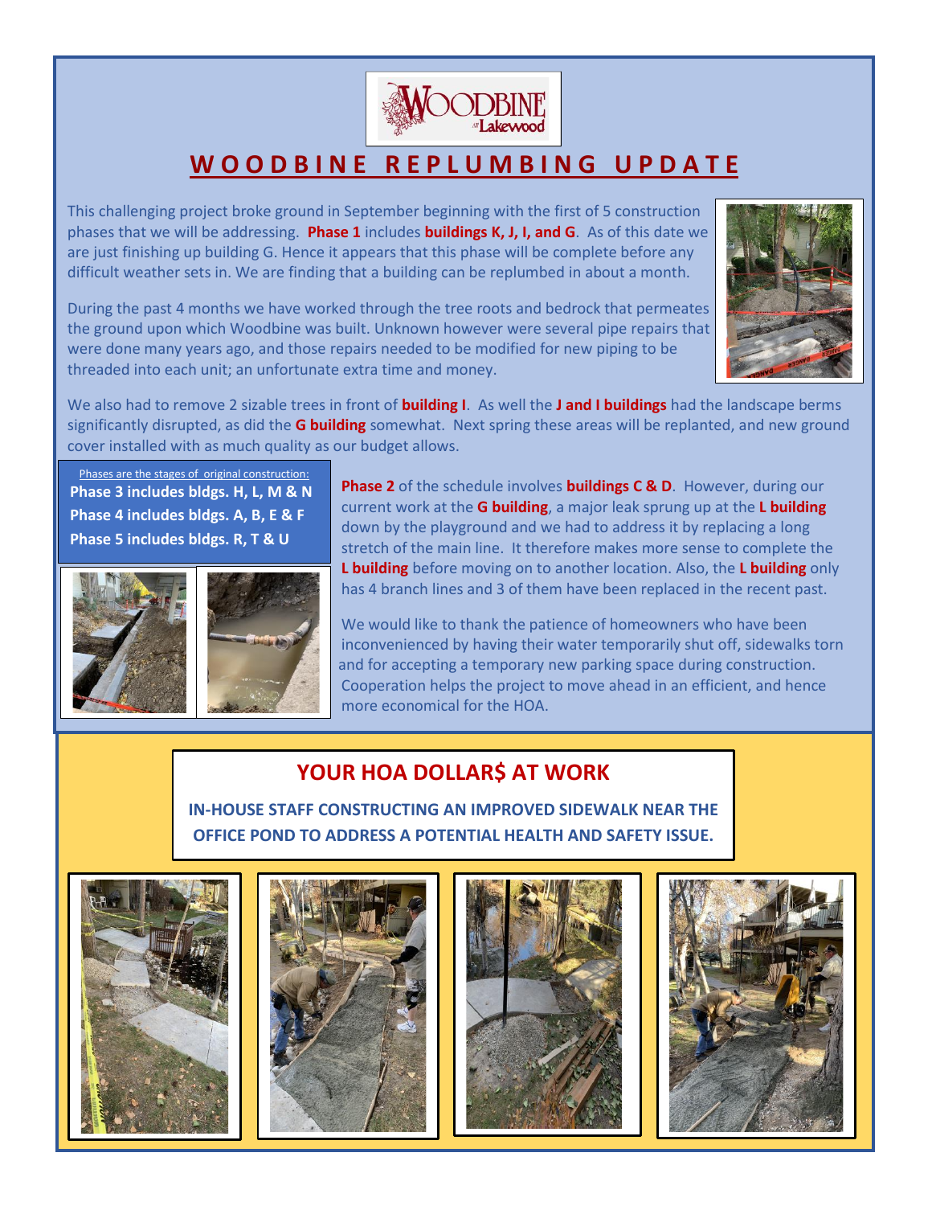# WOODBINE REPLUMBING UPDATE

This challenging project broke ground in September beginning with the first of 5 construction phases that we will be addressing. **Phase 1** includes **buildings K, J, I, and G**. As of this date we are just finishing up building G. Hence it appears that this phase will be complete before any difficult weather sets in. We are finding that a building can be replumbed in about a month.

During the past 4 months we have worked through the tree roots and bedrock that permeates the ground upon which Woodbine was built. Unknown however were several pipe repairs that were done many years ago, and those repairs needed to be modified for new piping to be threaded into each unit; an unfortunate extra time and money.

We also had to remove 2 sizable trees in front of **building I**. As well the **J and I buildings** had the landscape berms significantly disrupted, as did the **G building** somewhat. Next spring these areas will be replanted, and new ground cover installed with as much quality as our budget allows.

Phases are the stages of original construction:

**Phase 3 includes bldgs. H, L, M & N**

**Phase 4 includes bldgs. A, B, E & F**

**Phase 5 includes bldgs. R, T & U**

**Phase 2** of the schedule involves **buildings C & D**. However, during our current work at the **G building**, a major leak sprung up at the **L building** down by the playground and we had to address it by replacing a long stretch of the main line. It therefore makes more sense to complete the **L building** before moving on to another location. Also, the **L building** only has 4 branch lines and 3 of them have been replaced in the recent past.

We would like to thank the patience of homeowners who have been inconvenienced by having their water temporarily shut off, sidewalks torn and for accepting a temporary new parking space during construction. Cooperation helps the project to move ahead in an efficient, and hence more economical for the HOA.

## YOUR HOA DOLLAR$ AT WORK

**IN-HOUSE STAFF CONSTRUCTING AN IMPROVED SIDEWALK NEAR THE OFFICE POND TO ADDRESS A POTENTIAL HEALTH AND SAFETY ISSUE.**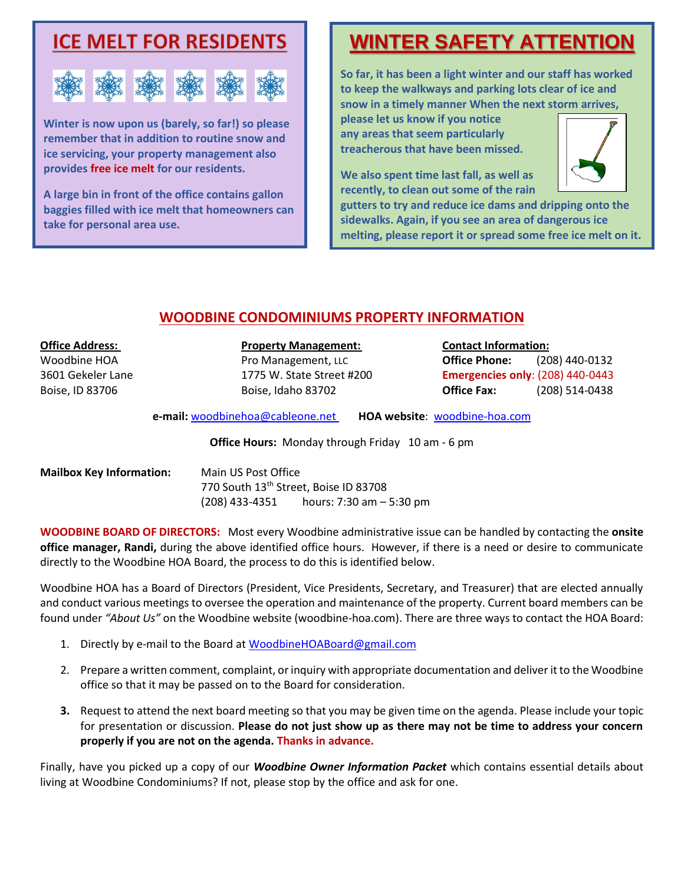## ICE MELT FOR RESIDENTS

**Winter is now upon us (barely, so far!) so please remember that in addition to routine snow and ice servicing, your property management also provides free ice melt for our residents.**

**A large bin in front of the office contains gallon baggies filled with ice melt that homeowners can take for personal area use.**

## WINTER SAFETY ATTENTION

**So far, it has been a light winter and our staff has worked to keep the walkways and parking lots clear of ice and snow in a timely manner When the next storm arrives, please let us know if you notice any areas that seem particularly treacherous that have been missed.**

**We also spent time last fall, as well as recently, to clean out some of the rain gutters to try and reduce ice dams and dripping onto the sidewalks. Again, if you see an area of dangerous ice melting, please report it or spread some free ice melt on it.**

## WOODBINE CONDOMINIUMS PROPERTY INFORMATION

**Office Address:**
Woodbine HOA
3601 Gekeler Lane
Boise, ID 83706

**Property Management:**
Pro Management, LLC
1775 W. State Street #200
Boise, Idaho 83702

**Contact Information:**
**Office Phone:** (208) 440-0132
**Emergencies only**: (208) 440-0443
**Office Fax:** (208) 514-0438

**e-mail:** woodbinehoa@cableone.net **HOA website**: woodbine-hoa.com

**Office Hours:** Monday through Friday 10 am - 6 pm

**Mailbox Key Information:** Main US Post Office
770 South 13th Street, Boise ID 83708
(208) 433-4351 hours: 7:30 am – 5:30 pm

**WOODBINE BOARD OF DIRECTORS:** Most every Woodbine administrative issue can be handled by contacting the **onsite office manager, Randi,** during the above identified office hours. However, if there is a need or desire to communicate directly to the Woodbine HOA Board, the process to do this is identified below.

Woodbine HOA has a Board of Directors (President, Vice Presidents, Secretary, and Treasurer) that are elected annually and conduct various meetings to oversee the operation and maintenance of the property. Current board members can be found under *"About Us"* on the Woodbine website (woodbine-hoa.com). There are three ways to contact the HOA Board:

1. Directly by e-mail to the Board at WoodbineHOABoard@gmail.com
2. Prepare a written comment, complaint, or inquiry with appropriate documentation and deliver it to the Woodbine office so that it may be passed on to the Board for consideration.
3. Request to attend the next board meeting so that you may be given time on the agenda. Please include your topic for presentation or discussion. **Please do not just show up as there may not be time to address your concern properly if you are not on the agenda. Thanks in advance.**

Finally, have you picked up a copy of our ***Woodbine Owner Information Packet*** which contains essential details about living at Woodbine Condominiums? If not, please stop by the office and ask for one.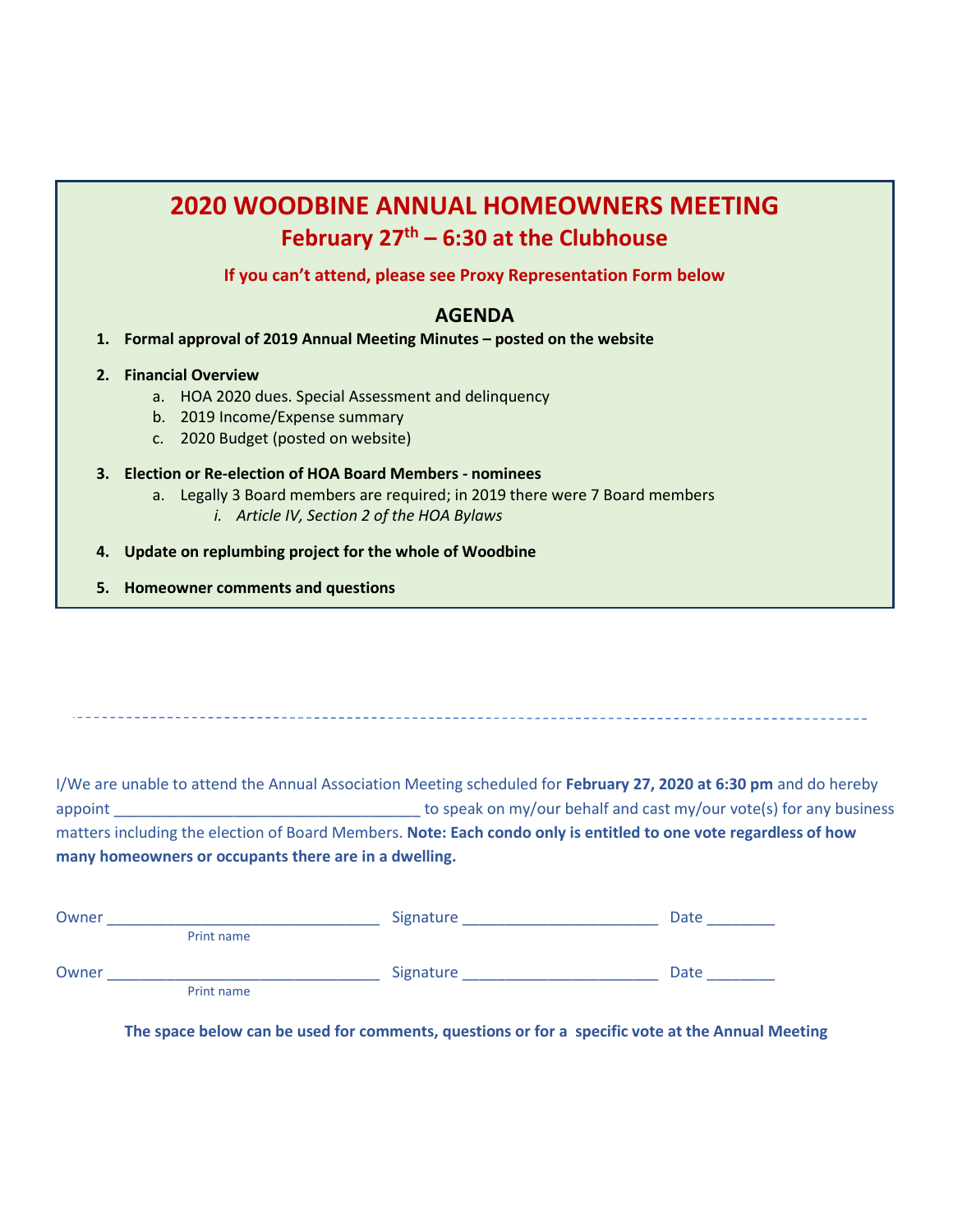# 2020 WOODBINE ANNUAL HOMEOWNERS MEETING

## February 27th – 6:30 at the Clubhouse

**If you can't attend, please see Proxy Representation Form below**

### AGENDA

1. **Formal approval of 2019 Annual Meeting Minutes – posted on the website**
2. **Financial Overview**
   a. HOA 2020 dues. Special Assessment and delinquency
   b. 2019 Income/Expense summary
   c. 2020 Budget (posted on website)
3. **Election or Re-election of HOA Board Members - nominees**
   a. Legally 3 Board members are required; in 2019 there were 7 Board members
      i. *Article IV, Section 2 of the HOA Bylaws*
4. **Update on replumbing project for the whole of Woodbine**
5. **Homeowner comments and questions**

---

I/We are unable to attend the Annual Association Meeting scheduled for **February 27, 2020 at 6:30 pm** and do hereby appoint ____________________________________ to speak on my/our behalf and cast my/our vote(s) for any business matters including the election of Board Members. **Note: Each condo only is entitled to one vote regardless of how many homeowners or occupants there are in a dwelling.**

Owner ________________________________ Signature _______________________ Date ________
Print name

Owner ________________________________ Signature _______________________ Date ________
Print name

**The space below can be used for comments, questions or for a specific vote at the Annual Meeting**